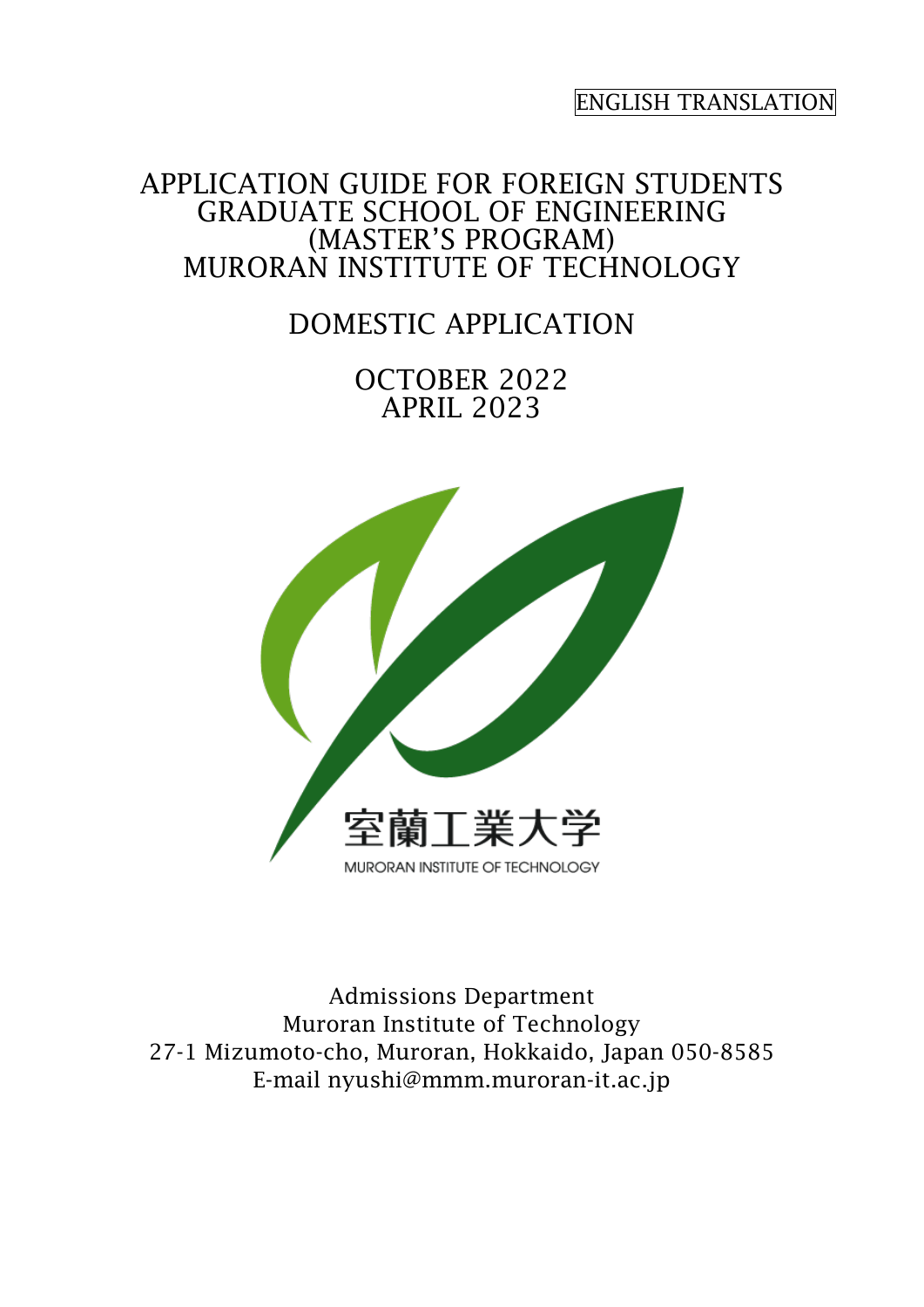ENGLISH TRANSLATION

# APPLICATION GUIDE FOR FOREIGN STUDENTS
# GRADUATE SCHOOL OF ENGINEERING
# (MASTER'S PROGRAM)
# MURORAN INSTITUTE OF TECHNOLOGY

## DOMESTIC APPLICATION

## OCTOBER 2022
## APRIL 2023

室蘭工業大学

MURORAN INSTITUTE OF TECHNOLOGY

Admissions Department
Muroran Institute of Technology
27-1 Mizumoto-cho, Muroran, Hokkaido, Japan 050-8585
E-mail nyushi@mmm.muroran-it.ac.jp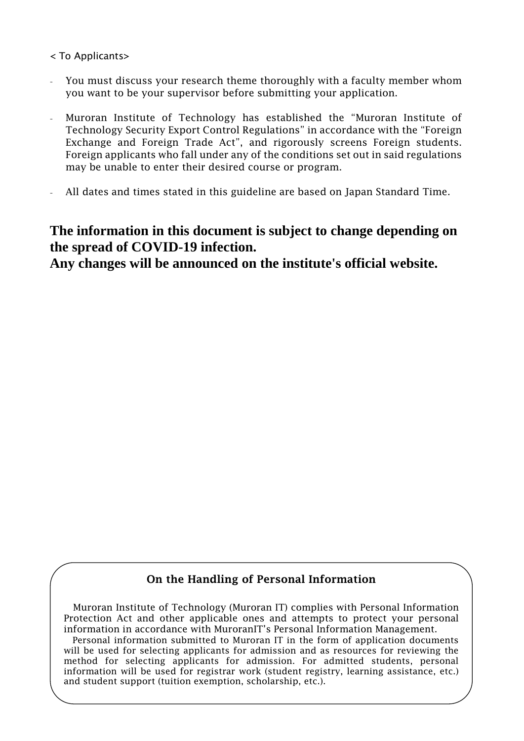< To Applicants>

- You must discuss your research theme thoroughly with a faculty member whom you want to be your supervisor before submitting your application.
- Muroran Institute of Technology has established the "Muroran Institute of Technology Security Export Control Regulations" in accordance with the "Foreign Exchange and Foreign Trade Act", and rigorously screens Foreign students. Foreign applicants who fall under any of the conditions set out in said regulations may be unable to enter their desired course or program.
- All dates and times stated in this guideline are based on Japan Standard Time.

**The information in this document is subject to change depending on the spread of COVID-19 infection.**
**Any changes will be announced on the institute's official website.**

**On the Handling of Personal Information**

Muroran Institute of Technology (Muroran IT) complies with Personal Information Protection Act and other applicable ones and attempts to protect your personal information in accordance with MuroranIT's Personal Information Management.

Personal information submitted to Muroran IT in the form of application documents will be used for selecting applicants for admission and as resources for reviewing the method for selecting applicants for admission. For admitted students, personal information will be used for registrar work (student registry, learning assistance, etc.) and student support (tuition exemption, scholarship, etc.).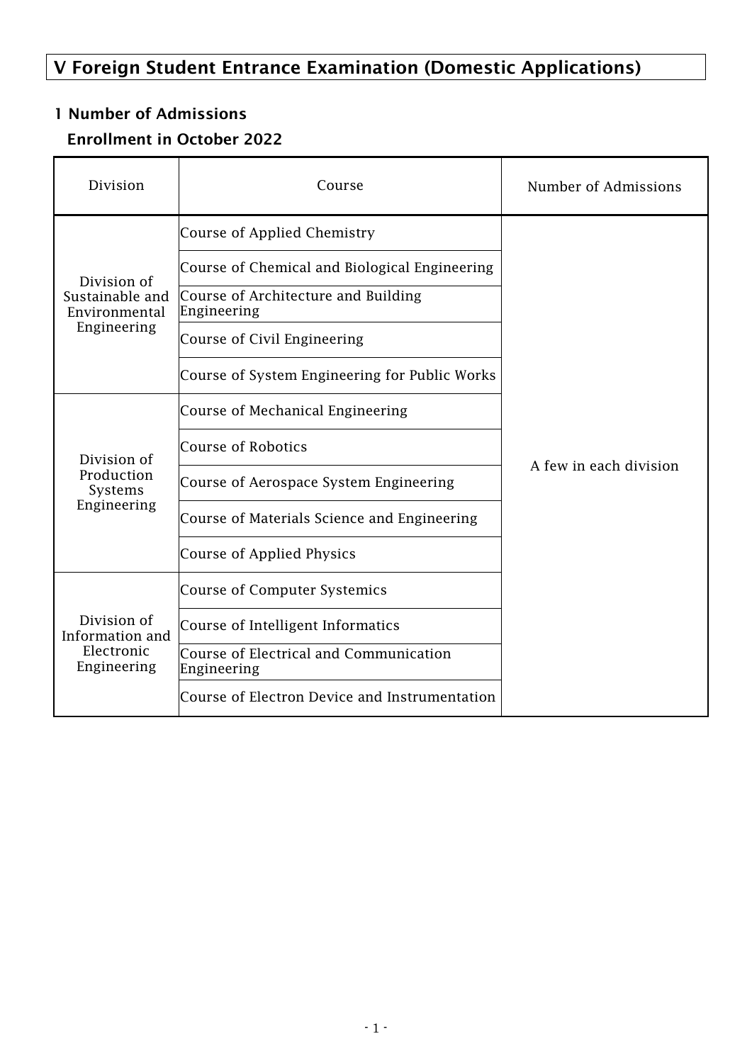# V Foreign Student Entrance Examination (Domestic Applications)

## 1 Number of Admissions

### Enrollment in October 2022

| Division | Course | Number of Admissions |
|---|---|---|
| Division of Sustainable and Environmental Engineering | Course of Applied Chemistry | A few in each division |
| | Course of Chemical and Biological Engineering | |
| | Course of Architecture and Building Engineering | |
| | Course of Civil Engineering | |
| | Course of System Engineering for Public Works | |
| Division of Production Systems Engineering | Course of Mechanical Engineering | |
| | Course of Robotics | |
| | Course of Aerospace System Engineering | |
| | Course of Materials Science and Engineering | |
| | Course of Applied Physics | |
| Division of Information and Electronic Engineering | Course of Computer Systemics | |
| | Course of Intelligent Informatics | |
| | Course of Electrical and Communication Engineering | |
| | Course of Electron Device and Instrumentation | |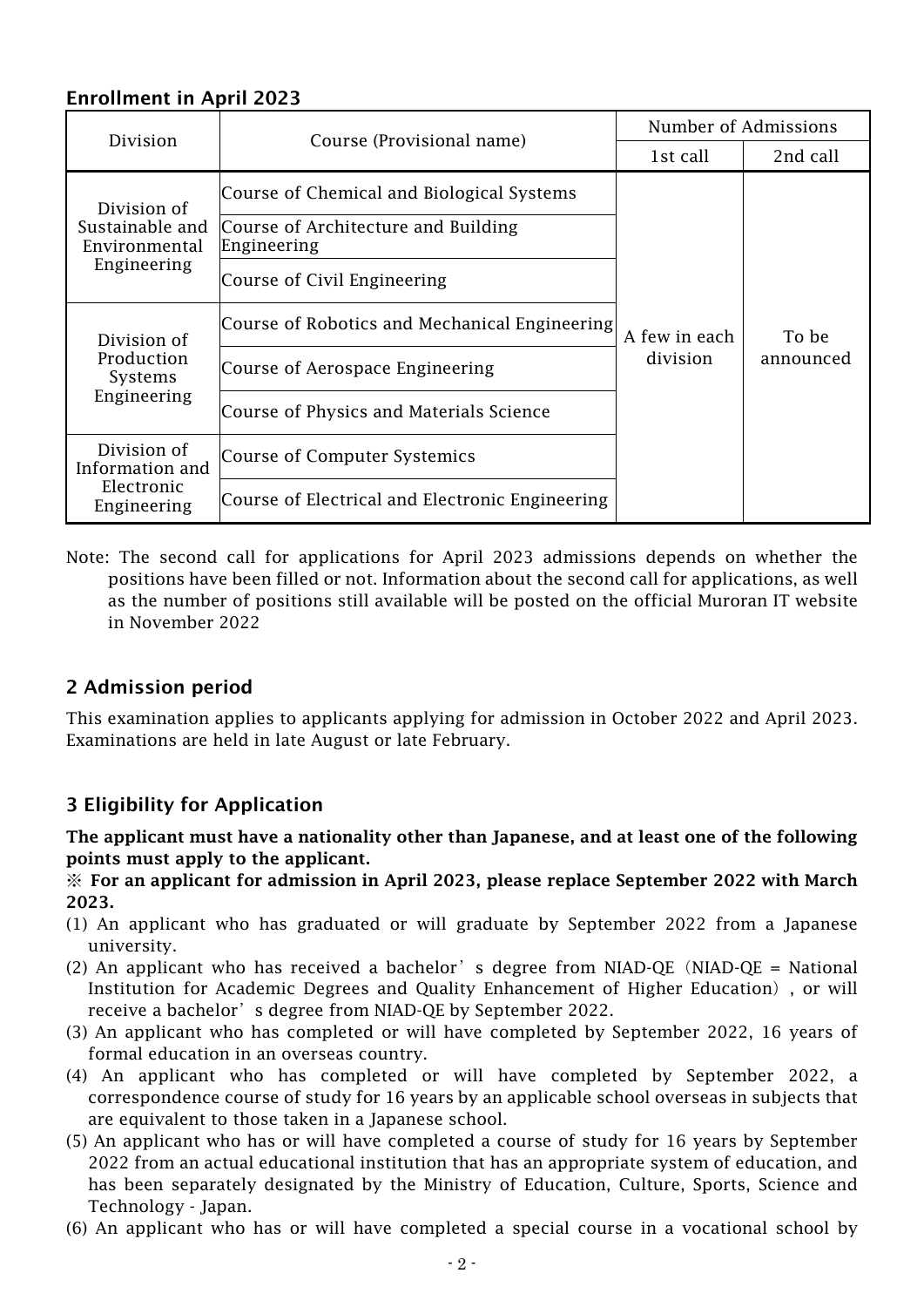### Enrollment in April 2023

| Division | Course (Provisional name) | Number of Admissions | |
|---|---|---|---|
| | | 1st call | 2nd call |
| Division of Sustainable and Environmental Engineering | Course of Chemical and Biological Systems | A few in each division | To be announced |
| | Course of Architecture and Building Engineering | | |
| | Course of Civil Engineering | | |
| Division of Production Systems Engineering | Course of Robotics and Mechanical Engineering | | |
| | Course of Aerospace Engineering | | |
| | Course of Physics and Materials Science | | |
| Division of Information and Electronic Engineering | Course of Computer Systemics | | |
| | Course of Electrical and Electronic Engineering | | |

Note: The second call for applications for April 2023 admissions depends on whether the positions have been filled or not. Information about the second call for applications, as well as the number of positions still available will be posted on the official Muroran IT website in November 2022

## 2 Admission period

This examination applies to applicants applying for admission in October 2022 and April 2023. Examinations are held in late August or late February.

## 3 Eligibility for Application

**The applicant must have a nationality other than Japanese, and at least one of the following points must apply to the applicant.**

**※ For an applicant for admission in April 2023, please replace September 2022 with March 2023.**

(1) An applicant who has graduated or will graduate by September 2022 from a Japanese university.

(2) An applicant who has received a bachelor's degree from NIAD-QE（NIAD-QE = National Institution for Academic Degrees and Quality Enhancement of Higher Education）, or will receive a bachelor's degree from NIAD-QE by September 2022.

(3) An applicant who has completed or will have completed by September 2022, 16 years of formal education in an overseas country.

(4) An applicant who has completed or will have completed by September 2022, a correspondence course of study for 16 years by an applicable school overseas in subjects that are equivalent to those taken in a Japanese school.

(5) An applicant who has or will have completed a course of study for 16 years by September 2022 from an actual educational institution that has an appropriate system of education, and has been separately designated by the Ministry of Education, Culture, Sports, Science and Technology - Japan.

(6) An applicant who has or will have completed a special course in a vocational school by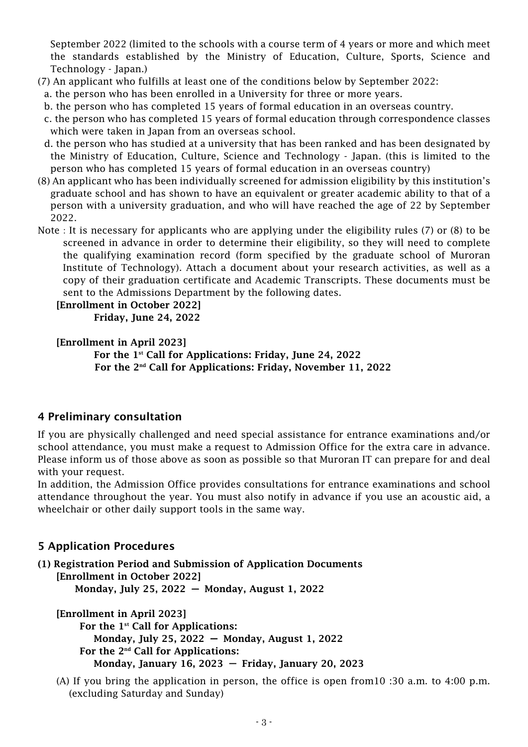September 2022 (limited to the schools with a course term of 4 years or more and which meet the standards established by the Ministry of Education, Culture, Sports, Science and Technology - Japan.)

(7) An applicant who fulfills at least one of the conditions below by September 2022:
  a. the person who has been enrolled in a University for three or more years.
  b. the person who has completed 15 years of formal education in an overseas country.
  c. the person who has completed 15 years of formal education through correspondence classes which were taken in Japan from an overseas school.
  d. the person who has studied at a university that has been ranked and has been designated by the Ministry of Education, Culture, Science and Technology - Japan. (this is limited to the person who has completed 15 years of formal education in an overseas country)

(8) An applicant who has been individually screened for admission eligibility by this institution's graduate school and has shown to have an equivalent or greater academic ability to that of a person with a university graduation, and who will have reached the age of 22 by September 2022.

Note : It is necessary for applicants who are applying under the eligibility rules (7) or (8) to be screened in advance in order to determine their eligibility, so they will need to complete the qualifying examination record (form specified by the graduate school of Muroran Institute of Technology). Attach a document about your research activities, as well as a copy of their graduation certificate and Academic Transcripts. These documents must be sent to the Admissions Department by the following dates.

**[Enrollment in October 2022]**
**Friday, June 24, 2022**

**[Enrollment in April 2023]**
**For the 1st Call for Applications: Friday, June 24, 2022**
**For the 2nd Call for Applications: Friday, November 11, 2022**

## 4 Preliminary consultation

If you are physically challenged and need special assistance for entrance examinations and/or school attendance, you must make a request to Admission Office for the extra care in advance. Please inform us of those above as soon as possible so that Muroran IT can prepare for and deal with your request.
In addition, the Admission Office provides consultations for entrance examinations and school attendance throughout the year. You must also notify in advance if you use an acoustic aid, a wheelchair or other daily support tools in the same way.

## 5 Application Procedures

**(1) Registration Period and Submission of Application Documents**

**[Enrollment in October 2022]**
**Monday, July 25, 2022 — Monday, August 1, 2022**

**[Enrollment in April 2023]**
**For the 1st Call for Applications:**
**Monday, July 25, 2022 — Monday, August 1, 2022**
**For the 2nd Call for Applications:**
**Monday, January 16, 2023 — Friday, January 20, 2023**

(A) If you bring the application in person, the office is open from10 :30 a.m. to 4:00 p.m. (excluding Saturday and Sunday)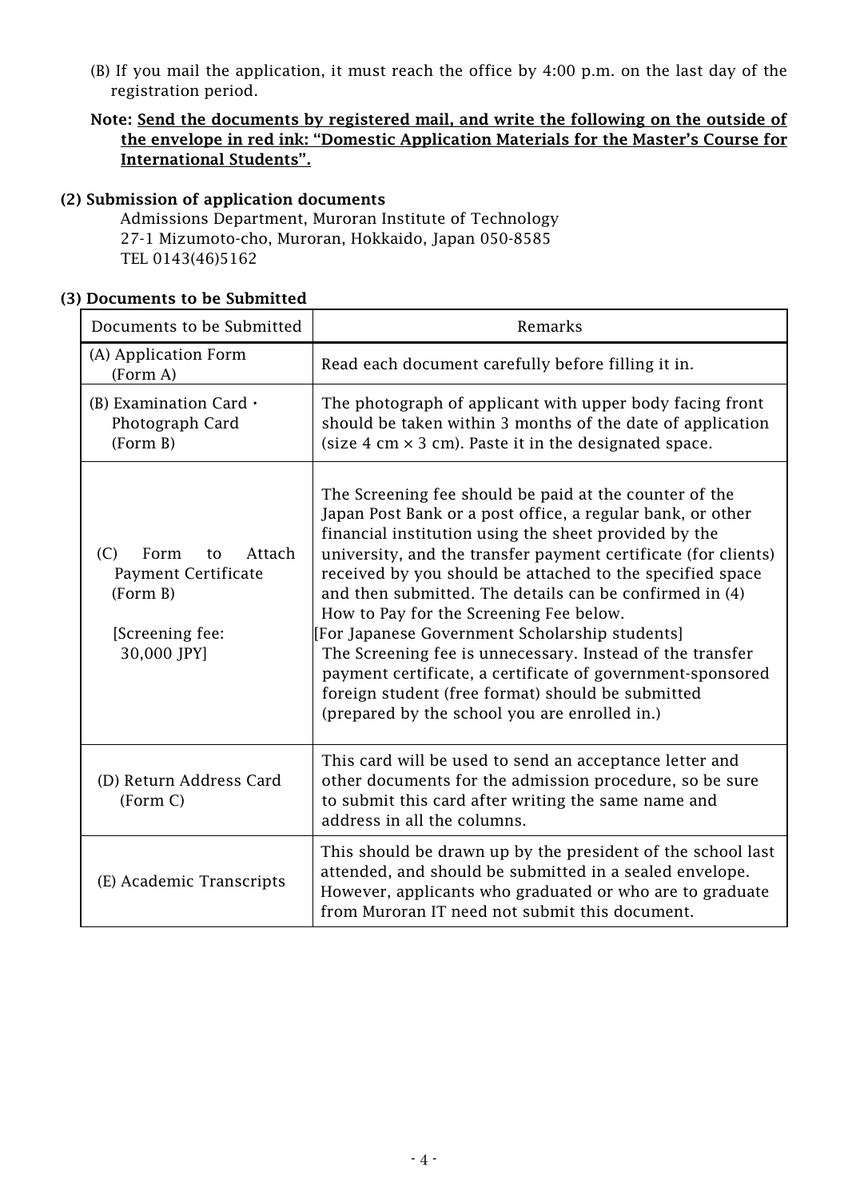(B) If you mail the application, it must reach the office by 4:00 p.m. on the last day of the registration period.

**Note: Send the documents by registered mail, and write the following on the outside of the envelope in red ink: "Domestic Application Materials for the Master's Course for International Students".**

**(2) Submission of application documents**

Admissions Department, Muroran Institute of Technology
27-1 Mizumoto-cho, Muroran, Hokkaido, Japan 050-8585
TEL 0143(46)5162

**(3) Documents to be Submitted**

| Documents to be Submitted | Remarks |
|---|---|
| (A) Application Form (Form A) | Read each document carefully before filling it in. |
| (B) Examination Card・Photograph Card (Form B) | The photograph of applicant with upper body facing front should be taken within 3 months of the date of application (size 4 cm × 3 cm). Paste it in the designated space. |
| (C) Form to Attach Payment Certificate (Form B) [Screening fee: 30,000 JPY] | The Screening fee should be paid at the counter of the Japan Post Bank or a post office, a regular bank, or other financial institution using the sheet provided by the university, and the transfer payment certificate (for clients) received by you should be attached to the specified space and then submitted. The details can be confirmed in (4) How to Pay for the Screening Fee below. [For Japanese Government Scholarship students] The Screening fee is unnecessary. Instead of the transfer payment certificate, a certificate of government-sponsored foreign student (free format) should be submitted (prepared by the school you are enrolled in.) |
| (D) Return Address Card (Form C) | This card will be used to send an acceptance letter and other documents for the admission procedure, so be sure to submit this card after writing the same name and address in all the columns. |
| (E) Academic Transcripts | This should be drawn up by the president of the school last attended, and should be submitted in a sealed envelope. However, applicants who graduated or who are to graduate from Muroran IT need not submit this document. |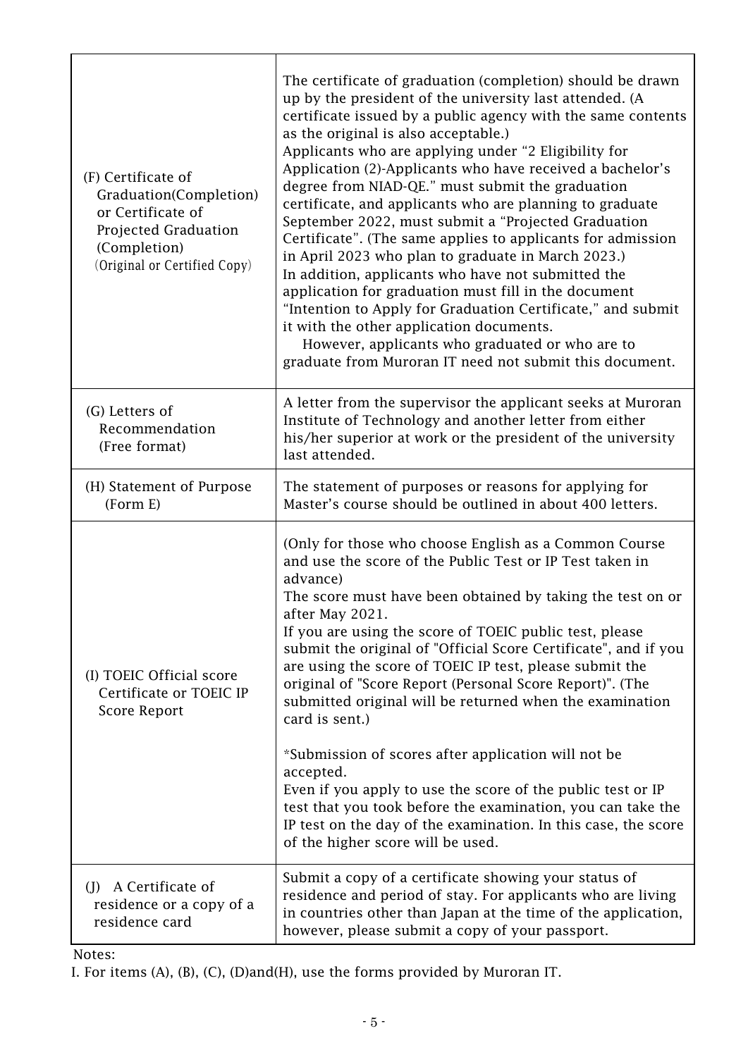| | |
|---|---|
| (F) Certificate of Graduation(Completion) or Certificate of Projected Graduation (Completion) (Original or Certified Copy) | The certificate of graduation (completion) should be drawn up by the president of the university last attended. (A certificate issued by a public agency with the same contents as the original is also acceptable.)<br>Applicants who are applying under "2 Eligibility for Application (2)-Applicants who have received a bachelor's degree from NIAD-QE." must submit the graduation certificate, and applicants who are planning to graduate September 2022, must submit a "Projected Graduation Certificate". (The same applies to applicants for admission in April 2023 who plan to graduate in March 2023.)<br>In addition, applicants who have not submitted the application for graduation must fill in the document "Intention to Apply for Graduation Certificate," and submit it with the other application documents.<br>However, applicants who graduated or who are to graduate from Muroran IT need not submit this document. |
| (G) Letters of Recommendation (Free format) | A letter from the supervisor the applicant seeks at Muroran Institute of Technology and another letter from either his/her superior at work or the president of the university last attended. |
| (H) Statement of Purpose (Form E) | The statement of purposes or reasons for applying for Master's course should be outlined in about 400 letters. |
| (I) TOEIC Official score Certificate or TOEIC IP Score Report | (Only for those who choose English as a Common Course and use the score of the Public Test or IP Test taken in advance)<br>The score must have been obtained by taking the test on or after May 2021.<br>If you are using the score of TOEIC public test, please submit the original of "Official Score Certificate", and if you are using the score of TOEIC IP test, please submit the original of "Score Report (Personal Score Report)". (The submitted original will be returned when the examination card is sent.)<br><br>*Submission of scores after application will not be accepted.<br>Even if you apply to use the score of the public test or IP test that you took before the examination, you can take the IP test on the day of the examination. In this case, the score of the higher score will be used. |
| (J) A Certificate of residence or a copy of a residence card | Submit a copy of a certificate showing your status of residence and period of stay. For applicants who are living in countries other than Japan at the time of the application, however, please submit a copy of your passport. |

Notes:

I. For items (A), (B), (C), (D)and(H), use the forms provided by Muroran IT.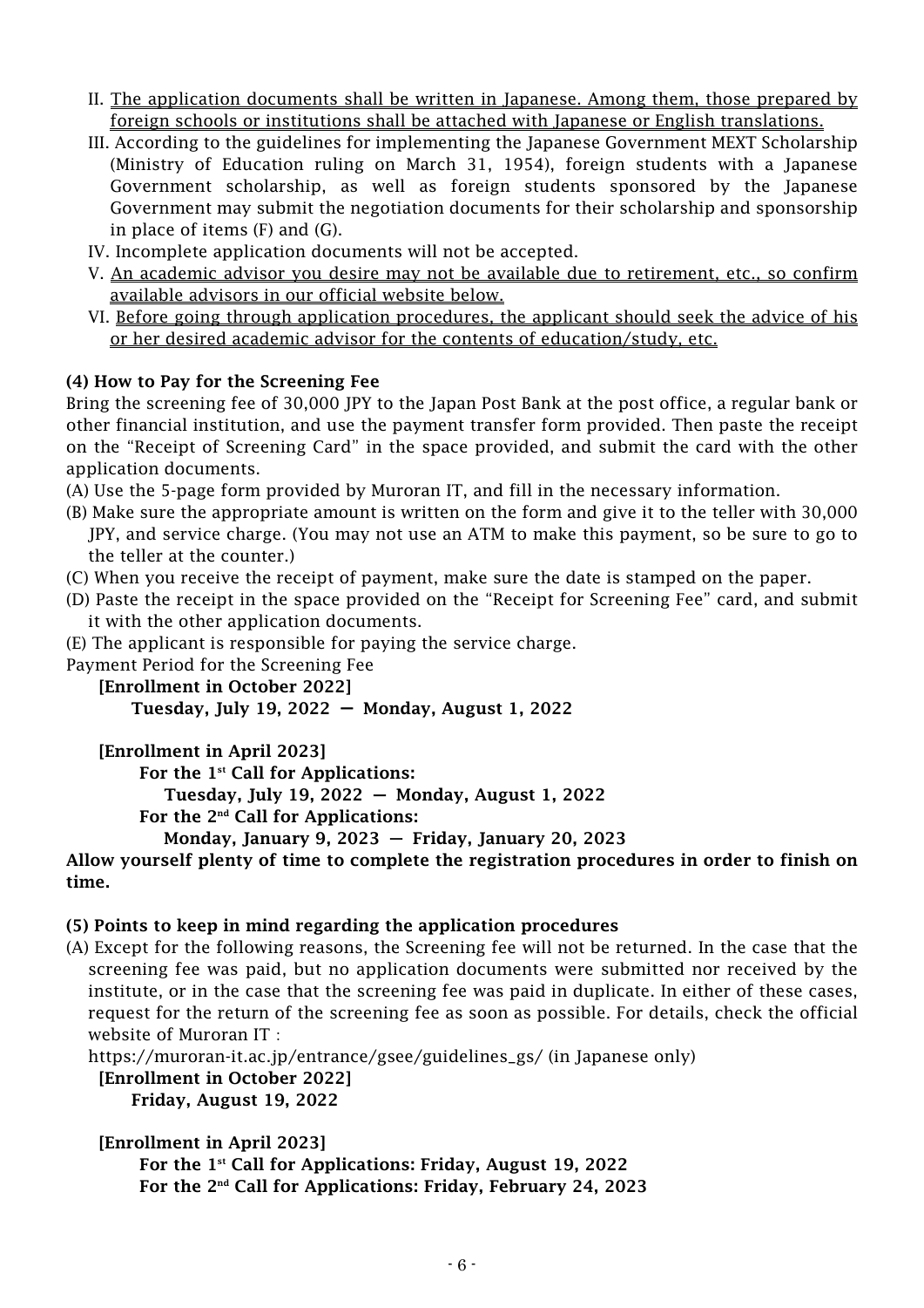II. The application documents shall be written in Japanese. Among them, those prepared by foreign schools or institutions shall be attached with Japanese or English translations.

III. According to the guidelines for implementing the Japanese Government MEXT Scholarship (Ministry of Education ruling on March 31, 1954), foreign students with a Japanese Government scholarship, as well as foreign students sponsored by the Japanese Government may submit the negotiation documents for their scholarship and sponsorship in place of items (F) and (G).

IV. Incomplete application documents will not be accepted.

V. An academic advisor you desire may not be available due to retirement, etc., so confirm available advisors in our official website below.

VI. Before going through application procedures, the applicant should seek the advice of his or her desired academic advisor for the contents of education/study, etc.

**(4) How to Pay for the Screening Fee**

Bring the screening fee of 30,000 JPY to the Japan Post Bank at the post office, a regular bank or other financial institution, and use the payment transfer form provided. Then paste the receipt on the "Receipt of Screening Card" in the space provided, and submit the card with the other application documents.

(A) Use the 5-page form provided by Muroran IT, and fill in the necessary information.

(B) Make sure the appropriate amount is written on the form and give it to the teller with 30,000 JPY, and service charge. (You may not use an ATM to make this payment, so be sure to go to the teller at the counter.)

(C) When you receive the receipt of payment, make sure the date is stamped on the paper.

(D) Paste the receipt in the space provided on the "Receipt for Screening Fee" card, and submit it with the other application documents.

(E) The applicant is responsible for paying the service charge.

Payment Period for the Screening Fee

**[Enrollment in October 2022]**

**Tuesday, July 19, 2022 ― Monday, August 1, 2022**

**[Enrollment in April 2023]**

**For the 1st Call for Applications:**

**Tuesday, July 19, 2022 ― Monday, August 1, 2022**

**For the 2nd Call for Applications:**

**Monday, January 9, 2023 ― Friday, January 20, 2023**

**Allow yourself plenty of time to complete the registration procedures in order to finish on time.**

**(5) Points to keep in mind regarding the application procedures**

(A) Except for the following reasons, the Screening fee will not be returned. In the case that the screening fee was paid, but no application documents were submitted nor received by the institute, or in the case that the screening fee was paid in duplicate. In either of these cases, request for the return of the screening fee as soon as possible. For details, check the official website of Muroran IT :

https://muroran-it.ac.jp/entrance/gsee/guidelines_gs/ (in Japanese only)

**[Enrollment in October 2022]**

**Friday, August 19, 2022**

**[Enrollment in April 2023]**

**For the 1st Call for Applications: Friday, August 19, 2022**

**For the 2nd Call for Applications: Friday, February 24, 2023**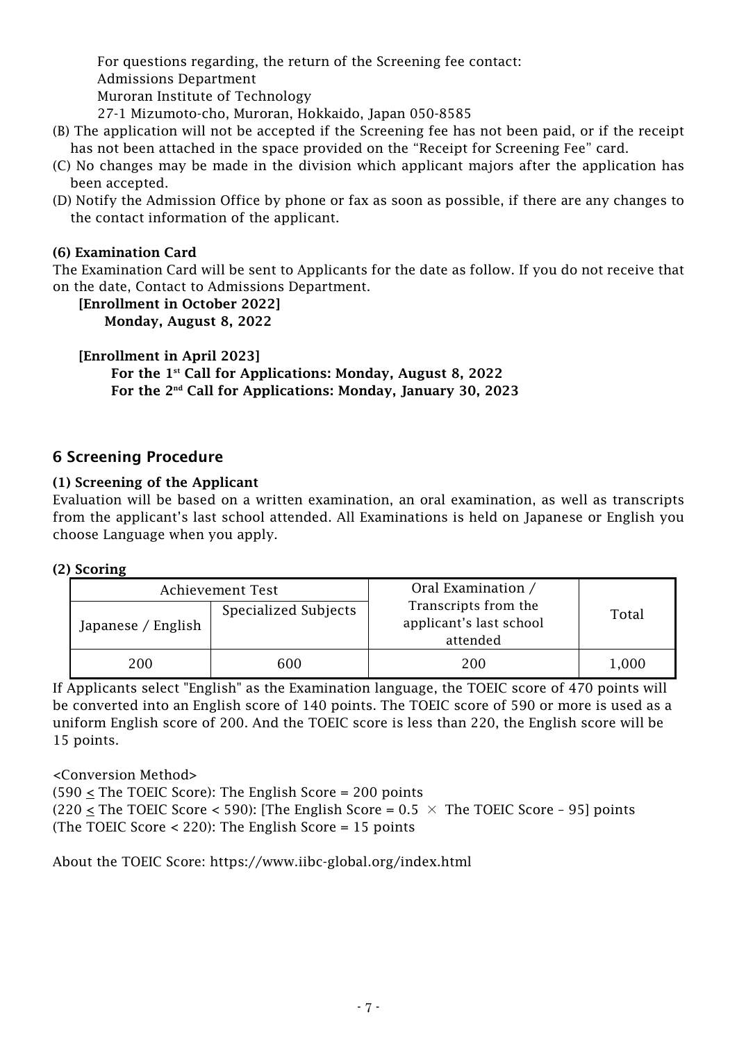For questions regarding, the return of the Screening fee contact:
Admissions Department
Muroran Institute of Technology
27-1 Mizumoto-cho, Muroran, Hokkaido, Japan 050-8585

(B) The application will not be accepted if the Screening fee has not been paid, or if the receipt has not been attached in the space provided on the "Receipt for Screening Fee" card.

(C) No changes may be made in the division which applicant majors after the application has been accepted.

(D) Notify the Admission Office by phone or fax as soon as possible, if there are any changes to the contact information of the applicant.

**(6) Examination Card**

The Examination Card will be sent to Applicants for the date as follow. If you do not receive that on the date, Contact to Admissions Department.

**[Enrollment in October 2022]**
**Monday, August 8, 2022**

**[Enrollment in April 2023]**
**For the 1st Call for Applications: Monday, August 8, 2022**
**For the 2nd Call for Applications: Monday, January 30, 2023**

## 6 Screening Procedure

**(1) Screening of the Applicant**

Evaluation will be based on a written examination, an oral examination, as well as transcripts from the applicant's last school attended. All Examinations is held on Japanese or English you choose Language when you apply.

**(2) Scoring**

| Achievement Test | | Oral Examination / Transcripts from the applicant's last school attended | Total |
|---|---|---|---|
| Japanese / English | Specialized Subjects | | |
| 200 | 600 | 200 | 1,000 |

If Applicants select "English" as the Examination language, the TOEIC score of 470 points will be converted into an English score of 140 points. The TOEIC score of 590 or more is used as a uniform English score of 200. And the TOEIC score is less than 220, the English score will be 15 points.

<Conversion Method>
($590 \leq$ The TOEIC Score): The English Score = 200 points
($220 \leq$ The TOEIC Score $< 590$): [The English Score = $0.5 \times$ The TOEIC Score – 95] points
(The TOEIC Score $< 220$): The English Score = 15 points

About the TOEIC Score: https://www.iibc-global.org/index.html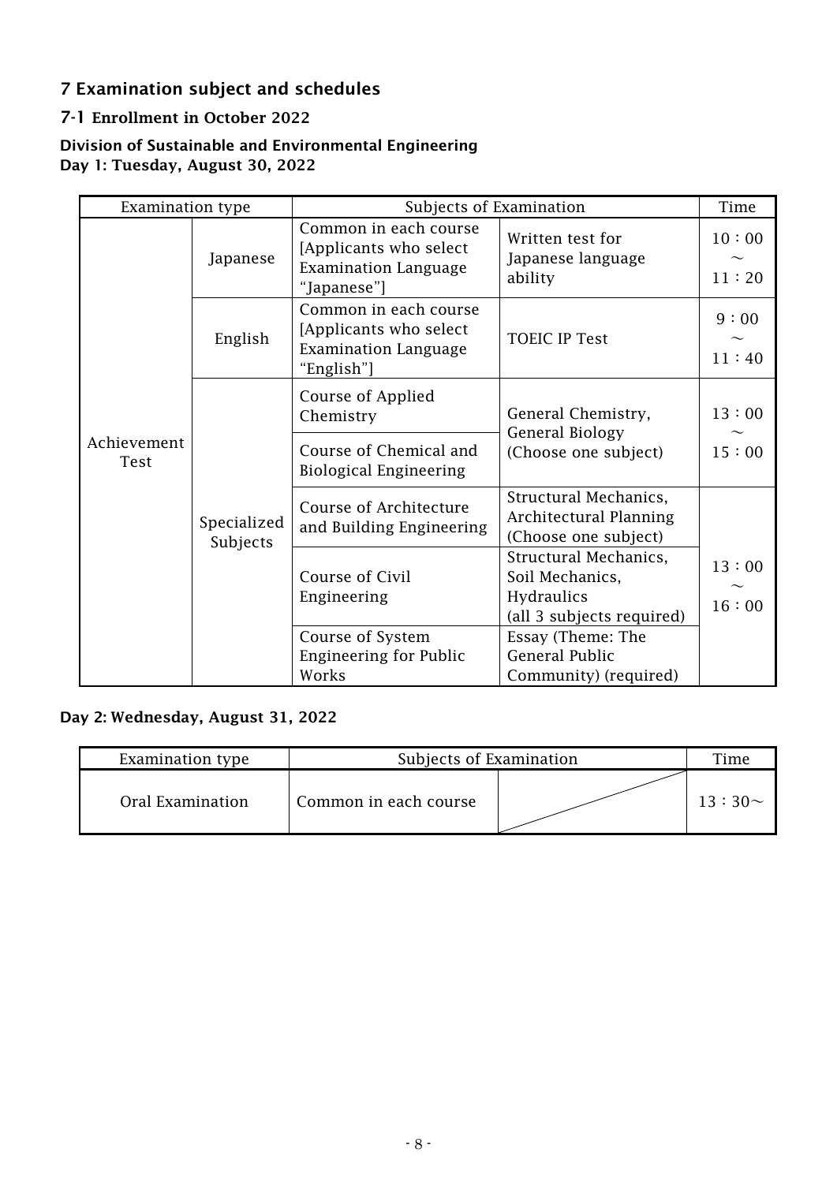## 7 Examination subject and schedules

### 7-1 Enrollment in October 2022

**Division of Sustainable and Environmental Engineering**
**Day 1: Tuesday, August 30, 2022**

| Examination type | | Subjects of Examination | | Time |
|---|---|---|---|---|
| Achievement Test | Japanese | Common in each course [Applicants who select Examination Language "Japanese"] | Written test for Japanese language ability | 10：00 ～ 11：20 |
| | English | Common in each course [Applicants who select Examination Language "English"] | TOEIC IP Test | 9：00 ～ 11：40 |
| | Specialized Subjects | Course of Applied Chemistry | General Chemistry, General Biology (Choose one subject) | 13：00 ～ 15：00 |
| | | Course of Chemical and Biological Engineering | | |
| | | Course of Architecture and Building Engineering | Structural Mechanics, Architectural Planning (Choose one subject) | 13：00 ～ 16：00 |
| | | Course of Civil Engineering | Structural Mechanics, Soil Mechanics, Hydraulics (all 3 subjects required) | |
| | | Course of System Engineering for Public Works | Essay (Theme: The General Public Community) (required) | |

**Day 2: Wednesday, August 31, 2022**

| Examination type | Subjects of Examination | | Time |
|---|---|---|---|
| Oral Examination | Common in each course | | 13：30～ |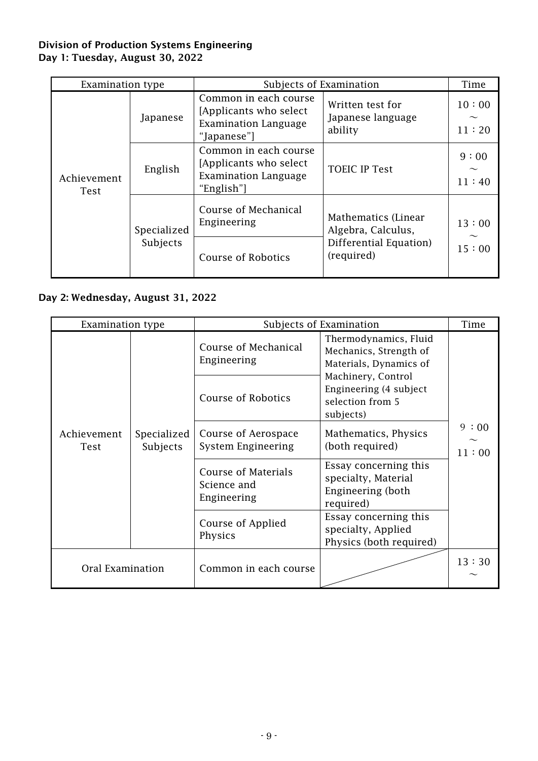**Division of Production Systems Engineering**
**Day 1: Tuesday, August 30, 2022**

| Examination type | | Subjects of Examination | | Time |
|---|---|---|---|---|
| Achievement Test | Japanese | Common in each course [Applicants who select Examination Language "Japanese"] | Written test for Japanese language ability | 10：00 ～ 11：20 |
| | English | Common in each course [Applicants who select Examination Language "English"] | TOEIC IP Test | 9：00 ～ 11：40 |
| | Specialized Subjects | Course of Mechanical Engineering | Mathematics (Linear Algebra, Calculus, Differential Equation) (required) | 13：00 ～ 15：00 |
| | | Course of Robotics | | |

**Day 2: Wednesday, August 31, 2022**

| Examination type | | Subjects of Examination | | Time |
|---|---|---|---|---|
| Achievement Test | Specialized Subjects | Course of Mechanical Engineering | Thermodynamics, Fluid Mechanics, Strength of Materials, Dynamics of Machinery, Control Engineering (4 subject selection from 5 subjects) | 9：00 ～ 11：00 |
| | | Course of Robotics | | |
| | | Course of Aerospace System Engineering | Mathematics, Physics (both required) | |
| | | Course of Materials Science and Engineering | Essay concerning this specialty, Material Engineering (both required) | |
| | | Course of Applied Physics | Essay concerning this specialty, Applied Physics (both required) | |
| Oral Examination | | Common in each course | | 13：30 ～ |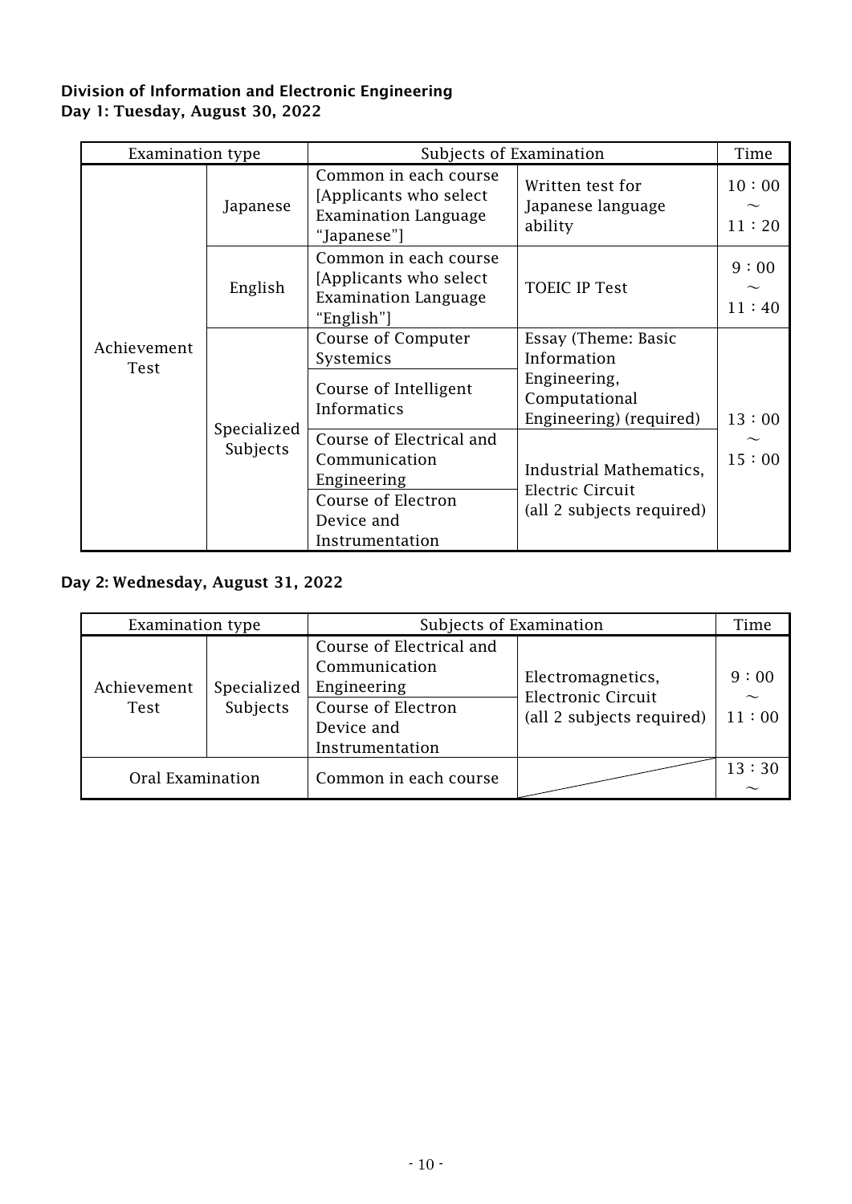**Division of Information and Electronic Engineering**
**Day 1: Tuesday, August 30, 2022**

| Examination type | | Subjects of Examination | | Time |
|---|---|---|---|---|
| Achievement Test | Japanese | Common in each course [Applicants who select Examination Language "Japanese"] | Written test for Japanese language ability | 10：00 ～ 11：20 |
| | English | Common in each course [Applicants who select Examination Language "English"] | TOEIC IP Test | 9：00 ～ 11：40 |
| | Specialized Subjects | Course of Computer Systemics | Essay (Theme: Basic Information Engineering, Computational Engineering) (required) | 13：00 ～ 15：00 |
| | | Course of Intelligent Informatics | | |
| | | Course of Electrical and Communication Engineering | Industrial Mathematics, Electric Circuit (all 2 subjects required) | |
| | | Course of Electron Device and Instrumentation | | |

**Day 2: Wednesday, August 31, 2022**

| Examination type | | Subjects of Examination | | Time |
|---|---|---|---|---|
| Achievement Test | Specialized Subjects | Course of Electrical and Communication Engineering | Electromagnetics, Electronic Circuit (all 2 subjects required) | 9：00 ～ 11：00 |
| | | Course of Electron Device and Instrumentation | | |
| Oral Examination | | Common in each course | | 13：30 ～ |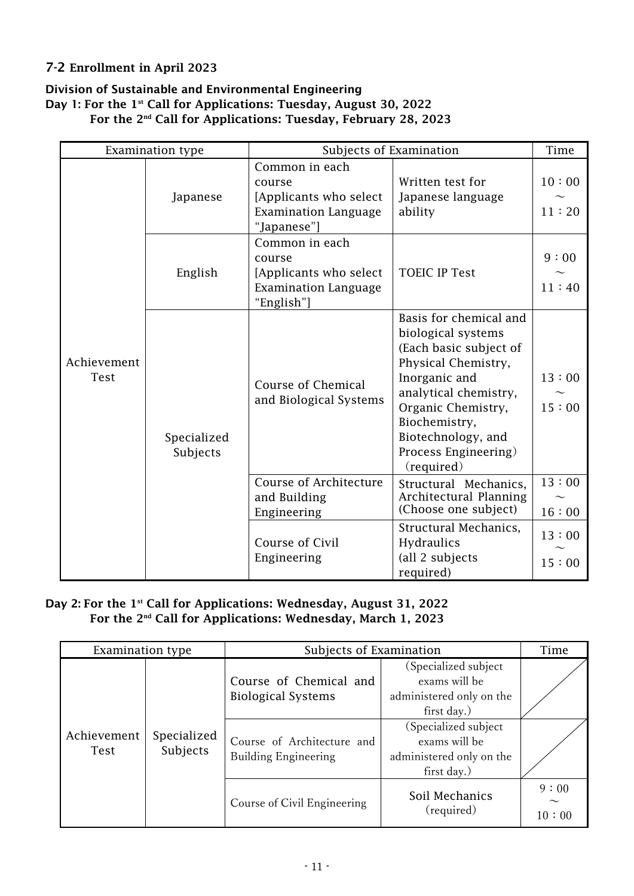## 7-2 Enrollment in April 2023

### Division of Sustainable and Environmental Engineering

**Day 1: For the 1st Call for Applications: Tuesday, August 30, 2022**
**For the 2nd Call for Applications: Tuesday, February 28, 2023**

| Examination type | | Subjects of Examination | | Time |
|---|---|---|---|---|
| Achievement Test | Japanese | Common in each course [Applicants who select Examination Language "Japanese"] | Written test for Japanese language ability | 10：00 ～ 11：20 |
| | English | Common in each course [Applicants who select Examination Language "English"] | TOEIC IP Test | 9：00 ～ 11：40 |
| | Specialized Subjects | Course of Chemical and Biological Systems | Basis for chemical and biological systems (Each basic subject of Physical Chemistry, Inorganic and analytical chemistry, Organic Chemistry, Biochemistry, Biotechnology, and Process Engineering) (required) | 13：00 ～ 15：00 |
| | | Course of Architecture and Building Engineering | Structural Mechanics, Architectural Planning (Choose one subject) | 13：00 ～ 16：00 |
| | | Course of Civil Engineering | Structural Mechanics, Hydraulics (all 2 subjects required) | 13：00 ～ 15：00 |

**Day 2: For the 1st Call for Applications: Wednesday, August 31, 2022**
**For the 2nd Call for Applications: Wednesday, March 1, 2023**

| Examination type | | Subjects of Examination | | Time |
|---|---|---|---|---|
| Achievement Test | Specialized Subjects | Course of Chemical and Biological Systems | (Specialized subject exams will be administered only on the first day.) | |
| | | Course of Architecture and Building Engineering | (Specialized subject exams will be administered only on the first day.) | |
| | | Course of Civil Engineering | Soil Mechanics (required) | 9：00 ～ 10：00 |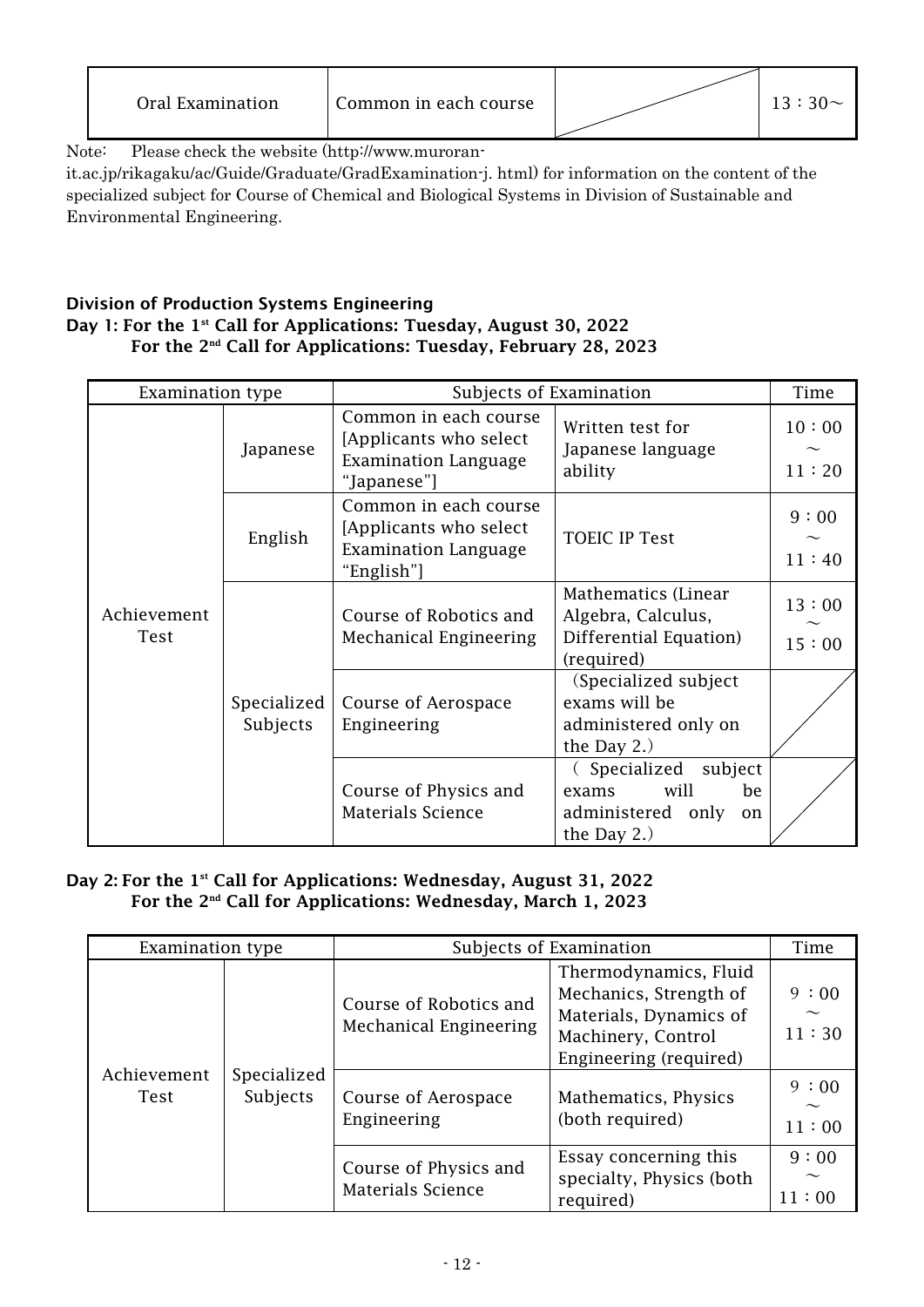| Oral Examination | Common in each course | | 13：30～ |
|---|---|---|---|

Note: Please check the website (http://www.muroran-it.ac.jp/rikagaku/ac/Guide/Graduate/GradExamination-j. html) for information on the content of the specialized subject for Course of Chemical and Biological Systems in Division of Sustainable and Environmental Engineering.

**Division of Production Systems Engineering**
**Day 1: For the 1st Call for Applications: Tuesday, August 30, 2022**
**For the 2nd Call for Applications: Tuesday, February 28, 2023**

| Examination type | | Subjects of Examination | | Time |
|---|---|---|---|---|
| Achievement Test | Japanese | Common in each course [Applicants who select Examination Language "Japanese"] | Written test for Japanese language ability | 10：00 ～ 11：20 |
| | English | Common in each course [Applicants who select Examination Language "English"] | TOEIC IP Test | 9：00 ～ 11：40 |
| | Specialized Subjects | Course of Robotics and Mechanical Engineering | Mathematics (Linear Algebra, Calculus, Differential Equation) (required) | 13：00 ～ 15：00 |
| | | Course of Aerospace Engineering | (Specialized subject exams will be administered only on the Day 2.) | |
| | | Course of Physics and Materials Science | ( Specialized subject exams will be administered only on the Day 2.) | |

**Day 2: For the 1st Call for Applications: Wednesday, August 31, 2022**
**For the 2nd Call for Applications: Wednesday, March 1, 2023**

| Examination type | | Subjects of Examination | | Time |
|---|---|---|---|---|
| Achievement Test | Specialized Subjects | Course of Robotics and Mechanical Engineering | Thermodynamics, Fluid Mechanics, Strength of Materials, Dynamics of Machinery, Control Engineering (required) | 9：00 ～ 11：30 |
| | | Course of Aerospace Engineering | Mathematics, Physics (both required) | 9：00 ～ 11：00 |
| | | Course of Physics and Materials Science | Essay concerning this specialty, Physics (both required) | 9：00 ～ 11：00 |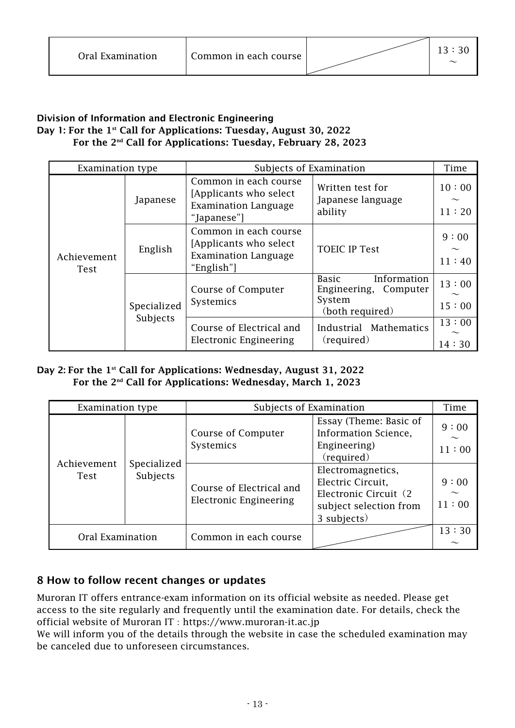| Oral Examination | Common in each course | | 13：30 ～ |
|---|---|---|---|

**Division of Information and Electronic Engineering**

**Day 1: For the 1st Call for Applications: Tuesday, August 30, 2022**
**For the 2nd Call for Applications: Tuesday, February 28, 2023**

| Examination type | | Subjects of Examination | | Time |
|---|---|---|---|---|
| Achievement Test | Japanese | Common in each course [Applicants who select Examination Language "Japanese"] | Written test for Japanese language ability | 10：00 ～ 11：20 |
| | English | Common in each course [Applicants who select Examination Language "English"] | TOEIC IP Test | 9：00 ～ 11：40 |
| | Specialized Subjects | Course of Computer Systemics | Basic Information Engineering, Computer System (both required) | 13：00 ～ 15：00 |
| | | Course of Electrical and Electronic Engineering | Industrial Mathematics (required) | 13：00 ～ 14：30 |

**Day 2: For the 1st Call for Applications: Wednesday, August 31, 2022**
**For the 2nd Call for Applications: Wednesday, March 1, 2023**

| Examination type | | Subjects of Examination | | Time |
|---|---|---|---|---|
| Achievement Test | Specialized Subjects | Course of Computer Systemics | Essay (Theme: Basic of Information Science, Engineering) (required) | 9：00 ～ 11：00 |
| | | Course of Electrical and Electronic Engineering | Electromagnetics, Electric Circuit, Electronic Circuit (2 subject selection from 3 subjects) | 9：00 ～ 11：00 |
| Oral Examination | | Common in each course | | 13：30 ～ |

## 8 How to follow recent changes or updates

Muroran IT offers entrance-exam information on its official website as needed. Please get access to the site regularly and frequently until the examination date. For details, check the official website of Muroran IT : https://www.muroran-it.ac.jp

We will inform you of the details through the website in case the scheduled examination may be canceled due to unforeseen circumstances.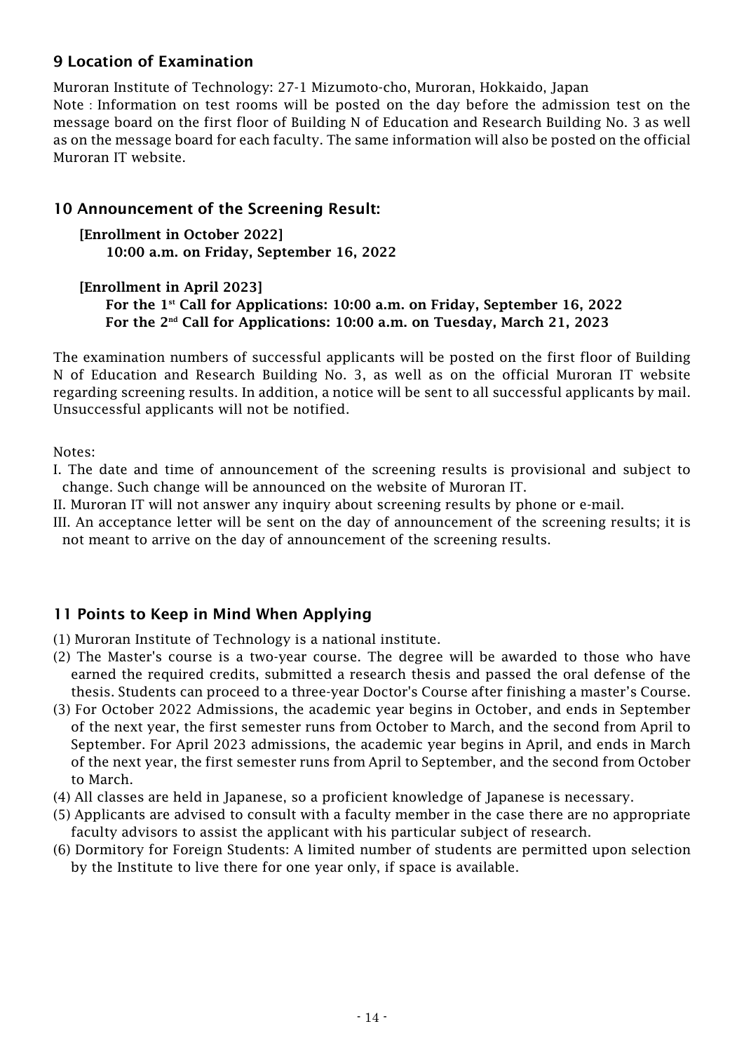## 9 Location of Examination

Muroran Institute of Technology: 27-1 Mizumoto-cho, Muroran, Hokkaido, Japan
Note : Information on test rooms will be posted on the day before the admission test on the message board on the first floor of Building N of Education and Research Building No. 3 as well as on the message board for each faculty. The same information will also be posted on the official Muroran IT website.

## 10 Announcement of the Screening Result:

**[Enrollment in October 2022]**
**10:00 a.m. on Friday, September 16, 2022**

**[Enrollment in April 2023]**
**For the 1st Call for Applications: 10:00 a.m. on Friday, September 16, 2022**
**For the 2nd Call for Applications: 10:00 a.m. on Tuesday, March 21, 2023**

The examination numbers of successful applicants will be posted on the first floor of Building N of Education and Research Building No. 3, as well as on the official Muroran IT website regarding screening results. In addition, a notice will be sent to all successful applicants by mail. Unsuccessful applicants will not be notified.

Notes:

I. The date and time of announcement of the screening results is provisional and subject to change. Such change will be announced on the website of Muroran IT.
II. Muroran IT will not answer any inquiry about screening results by phone or e-mail.
III. An acceptance letter will be sent on the day of announcement of the screening results; it is not meant to arrive on the day of announcement of the screening results.

## 11 Points to Keep in Mind When Applying

(1) Muroran Institute of Technology is a national institute.
(2) The Master's course is a two-year course. The degree will be awarded to those who have earned the required credits, submitted a research thesis and passed the oral defense of the thesis. Students can proceed to a three-year Doctor's Course after finishing a master's Course.
(3) For October 2022 Admissions, the academic year begins in October, and ends in September of the next year, the first semester runs from October to March, and the second from April to September. For April 2023 admissions, the academic year begins in April, and ends in March of the next year, the first semester runs from April to September, and the second from October to March.
(4) All classes are held in Japanese, so a proficient knowledge of Japanese is necessary.
(5) Applicants are advised to consult with a faculty member in the case there are no appropriate faculty advisors to assist the applicant with his particular subject of research.
(6) Dormitory for Foreign Students: A limited number of students are permitted upon selection by the Institute to live there for one year only, if space is available.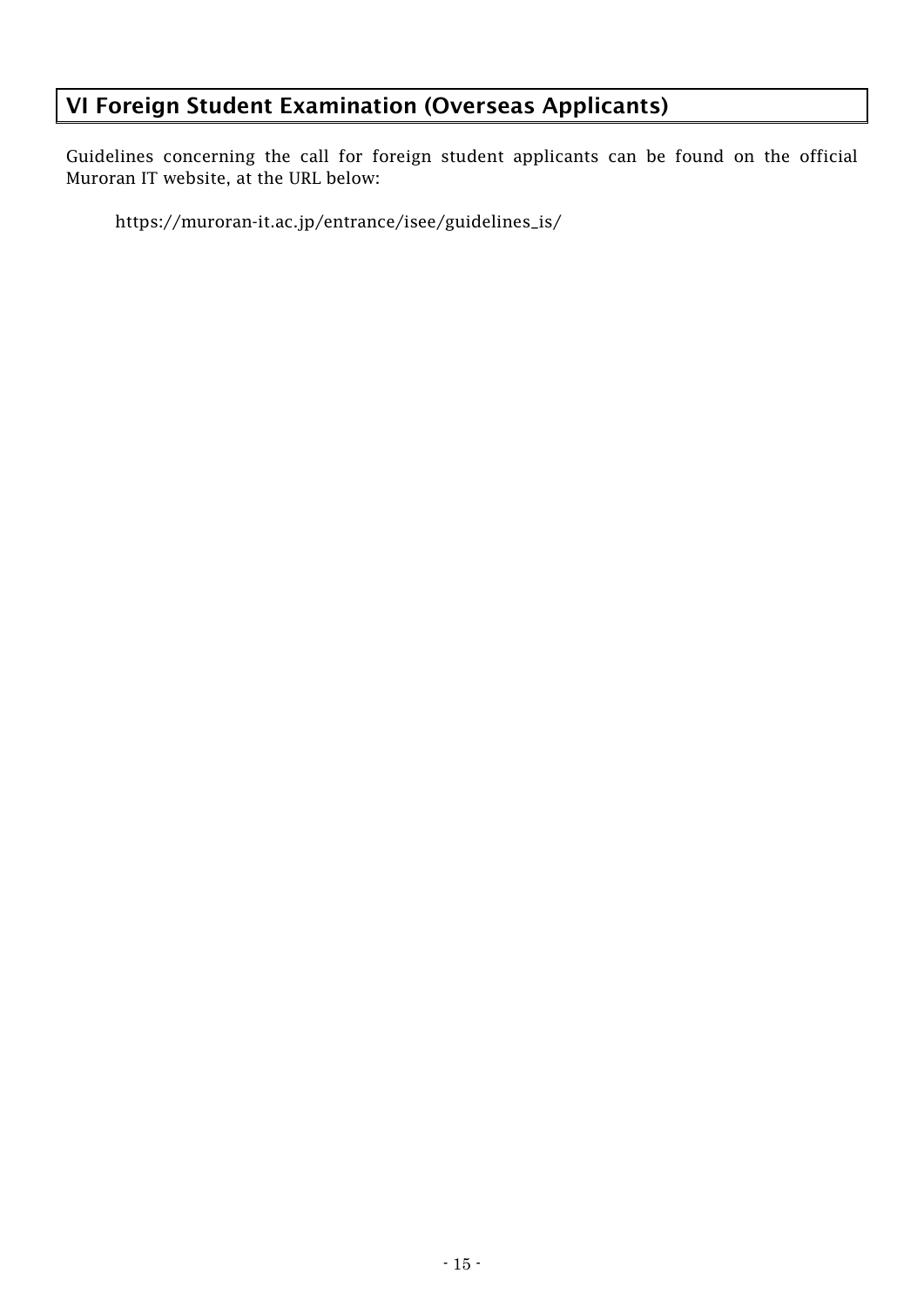## VI Foreign Student Examination (Overseas Applicants)

Guidelines concerning the call for foreign student applicants can be found on the official Muroran IT website, at the URL below:

https://muroran-it.ac.jp/entrance/isee/guidelines_is/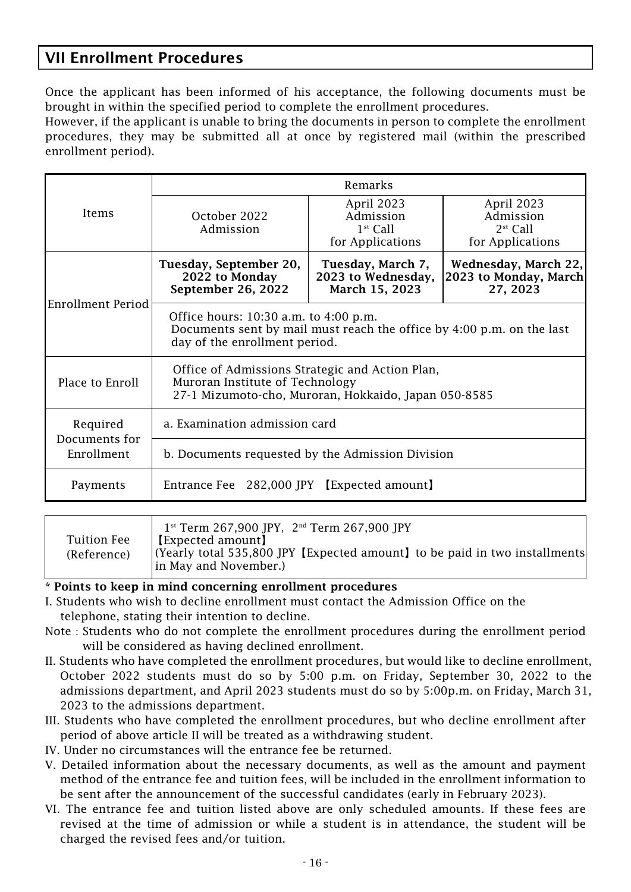## VII Enrollment Procedures

Once the applicant has been informed of his acceptance, the following documents must be brought in within the specified period to complete the enrollment procedures.
However, if the applicant is unable to bring the documents in person to complete the enrollment procedures, they may be submitted all at once by registered mail (within the prescribed enrollment period).

| Items | Remarks | | |
|---|---|---|---|
| | October 2022 Admission | April 2023 Admission 1st Call for Applications | April 2023 Admission 2st Call for Applications |
| Enrollment Period | **Tuesday, September 20, 2022 to Monday September 26, 2022** | **Tuesday, March 7, 2023 to Wednesday, March 15, 2023** | **Wednesday, March 22, 2023 to Monday, March 27, 2023** |
| | Office hours: 10:30 a.m. to 4:00 p.m. Documents sent by mail must reach the office by 4:00 p.m. on the last day of the enrollment period. | | |
| Place to Enroll | Office of Admissions Strategic and Action Plan, Muroran Institute of Technology 27-1 Mizumoto-cho, Muroran, Hokkaido, Japan 050-8585 | | |
| Required Documents for Enrollment | a. Examination admission card | | |
| | b. Documents requested by the Admission Division | | |
| Payments | Entrance Fee 282,000 JPY 【Expected amount】 | | |

| Tuition Fee (Reference) | 1st Term 267,900 JPY, 2nd Term 267,900 JPY 【Expected amount】 (Yearly total 535,800 JPY【Expected amount】to be paid in two installments in May and November.) |
|---|---|

**\* Points to keep in mind concerning enrollment procedures**

I. Students who wish to decline enrollment must contact the Admission Office on the telephone, stating their intention to decline.

Note : Students who do not complete the enrollment procedures during the enrollment period will be considered as having declined enrollment.

II. Students who have completed the enrollment procedures, but would like to decline enrollment, October 2022 students must do so by 5:00 p.m. on Friday, September 30, 2022 to the admissions department, and April 2023 students must do so by 5:00p.m. on Friday, March 31, 2023 to the admissions department.

III. Students who have completed the enrollment procedures, but who decline enrollment after period of above article II will be treated as a withdrawing student.

IV. Under no circumstances will the entrance fee be returned.

V. Detailed information about the necessary documents, as well as the amount and payment method of the entrance fee and tuition fees, will be included in the enrollment information to be sent after the announcement of the successful candidates (early in February 2023).

VI. The entrance fee and tuition listed above are only scheduled amounts. If these fees are revised at the time of admission or while a student is in attendance, the student will be charged the revised fees and/or tuition.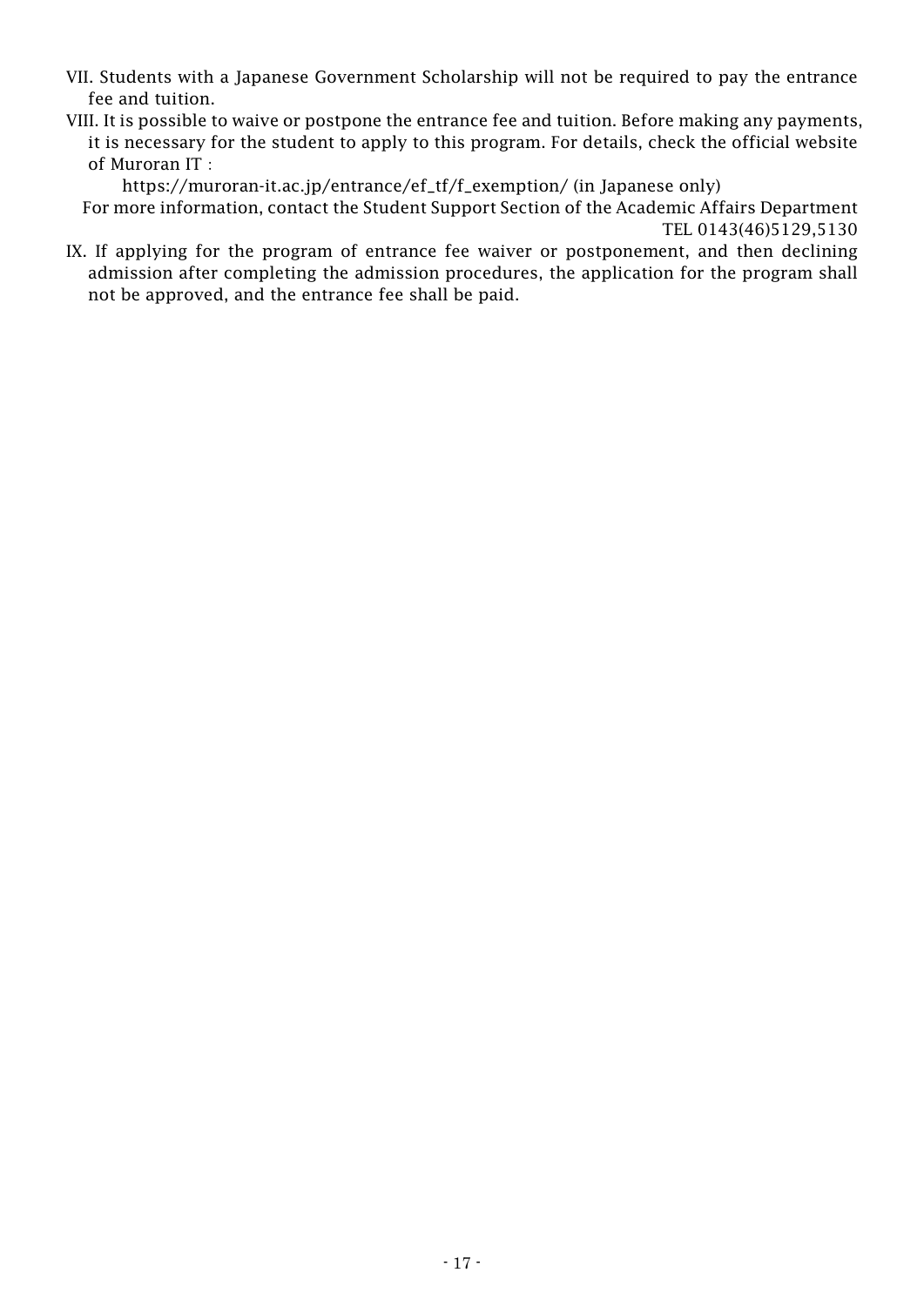VII. Students with a Japanese Government Scholarship will not be required to pay the entrance fee and tuition.

VIII. It is possible to waive or postpone the entrance fee and tuition. Before making any payments, it is necessary for the student to apply to this program. For details, check the official website of Muroran IT :

https://muroran-it.ac.jp/entrance/ef_tf/f_exemption/ (in Japanese only)

For more information, contact the Student Support Section of the Academic Affairs Department TEL 0143(46)5129,5130

IX. If applying for the program of entrance fee waiver or postponement, and then declining admission after completing the admission procedures, the application for the program shall not be approved, and the entrance fee shall be paid.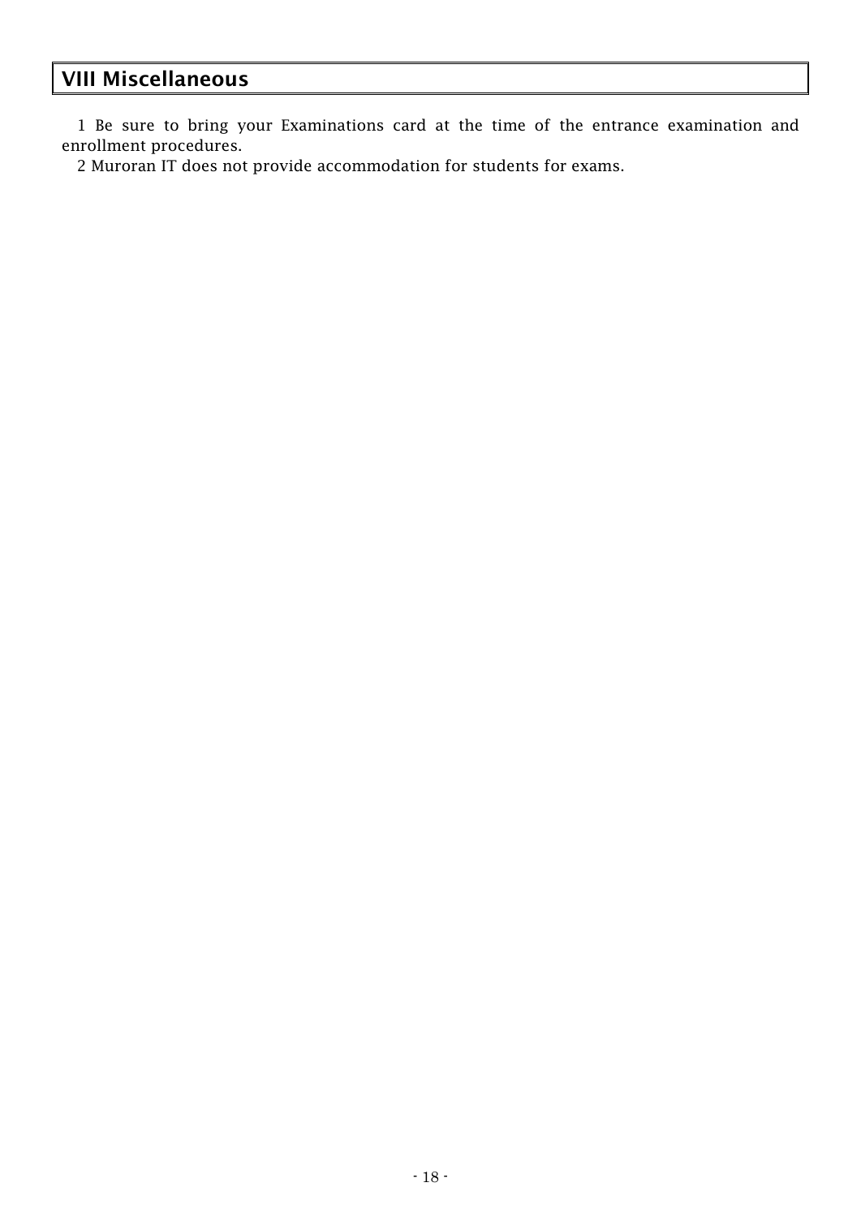## VIII Miscellaneous

1 Be sure to bring your Examinations card at the time of the entrance examination and enrollment procedures.

2 Muroran IT does not provide accommodation for students for exams.